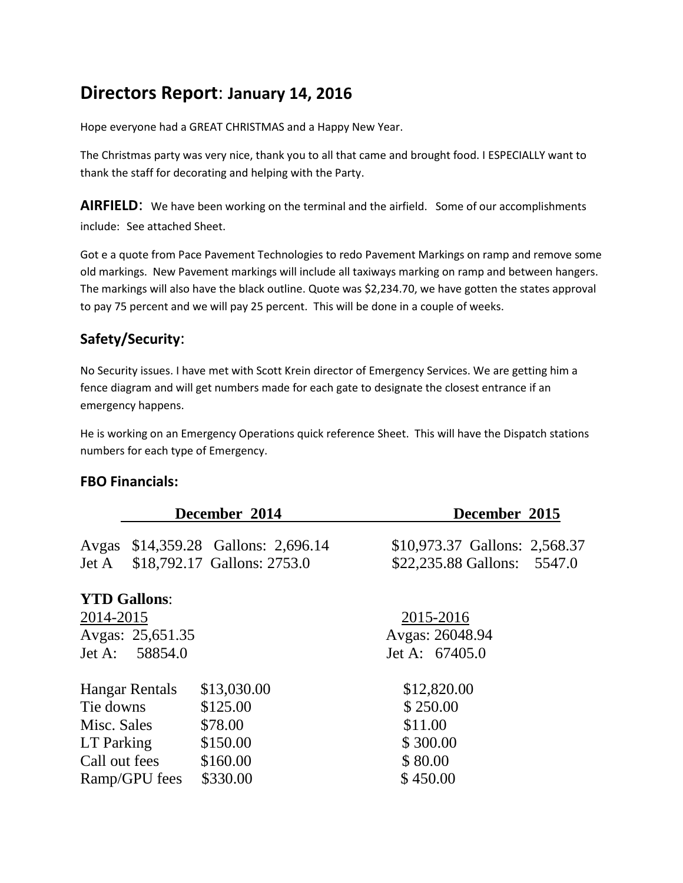# Directors Report: January 14, 2016

Hope everyone had a GREAT CHRISTMAS and a Happy New Year.

The Christmas party was very nice, thank you to all that came and brought food. I ESPECIALLY want to thank the staff for decorating and helping with the Party.

**AIRFIELD**: We have been working on the terminal and the airfield. Some of our accomplishments include: See attached Sheet.

Got e a quote from Pace Pavement Technologies to redo Pavement Markings on ramp and remove some old markings. New Pavement markings will include all taxiways marking on ramp and between hangers. The markings will also have the black outline. Quote was $2,234.70, we have gotten the states approval to pay 75 percent and we will pay 25 percent. This will be done in a couple of weeks.

## Safety/Security:

No Security issues. I have met with Scott Krein director of Emergency Services. We are getting him a fence diagram and will get numbers made for each gate to designate the closest entrance if an emergency happens.

He is working on an Emergency Operations quick reference Sheet. This will have the Dispatch stations numbers for each type of Emergency.

## FBO Financials:

| | December 2014 | | December 2015 | |
|---|---|---|---|---|
| Avgas | $14,359.28 | Gallons: 2,696.14 | $10,973.37 | Gallons: 2,568.37 |
| Jet A | $18,792.17 | Gallons: 2753.0 | $22,235.88 | Gallons: 5547.0 |

**YTD Gallons**:

| 2014-2015 | 2015-2016 |
|---|---|
| Avgas: 25,651.35 | Avgas: 26048.94 |
| Jet A: 58854.0 | Jet A: 67405.0 |

| | | |
|---|---|---|
| Hangar Rentals | $13,030.00 | $12,820.00 |
| Tie downs | $125.00 | $ 250.00 |
| Misc. Sales | $78.00 | $11.00 |
| LT Parking | $150.00 | $ 300.00 |
| Call out fees | $160.00 | $ 80.00 |
| Ramp/GPU fees | $330.00 | $ 450.00 |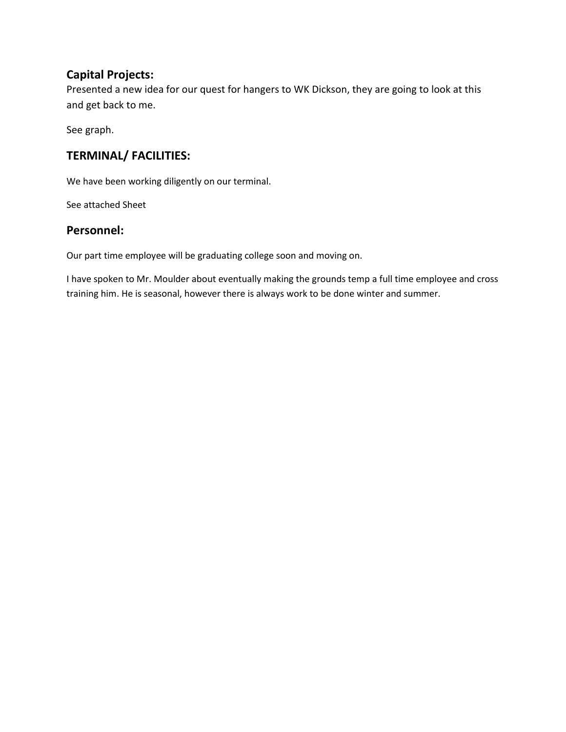## Capital Projects:

Presented a new idea for our quest for hangers to WK Dickson, they are going to look at this and get back to me.

See graph.

## TERMINAL/ FACILITIES:

We have been working diligently on our terminal.

See attached Sheet

## Personnel:

Our part time employee will be graduating college soon and moving on.

I have spoken to Mr. Moulder about eventually making the grounds temp a full time employee and cross training him. He is seasonal, however there is always work to be done winter and summer.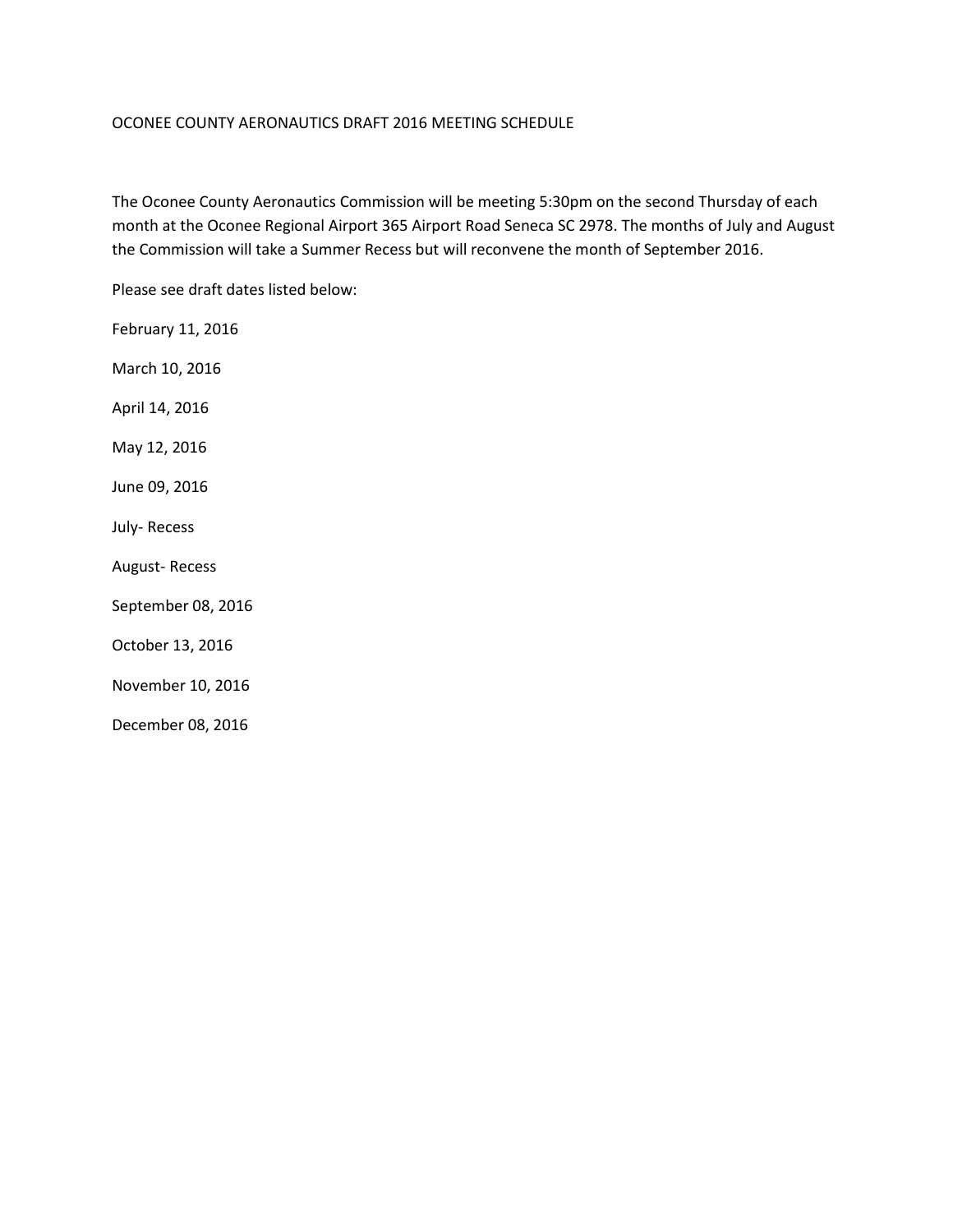# OCONEE COUNTY AERONAUTICS DRAFT 2016 MEETING SCHEDULE

The Oconee County Aeronautics Commission will be meeting 5:30pm on the second Thursday of each month at the Oconee Regional Airport 365 Airport Road Seneca SC 2978. The months of July and August the Commission will take a Summer Recess but will reconvene the month of September 2016.

Please see draft dates listed below:

February 11, 2016

March 10, 2016

April 14, 2016

May 12, 2016

June 09, 2016

July- Recess

August- Recess

September 08, 2016

October 13, 2016

November 10, 2016

December 08, 2016